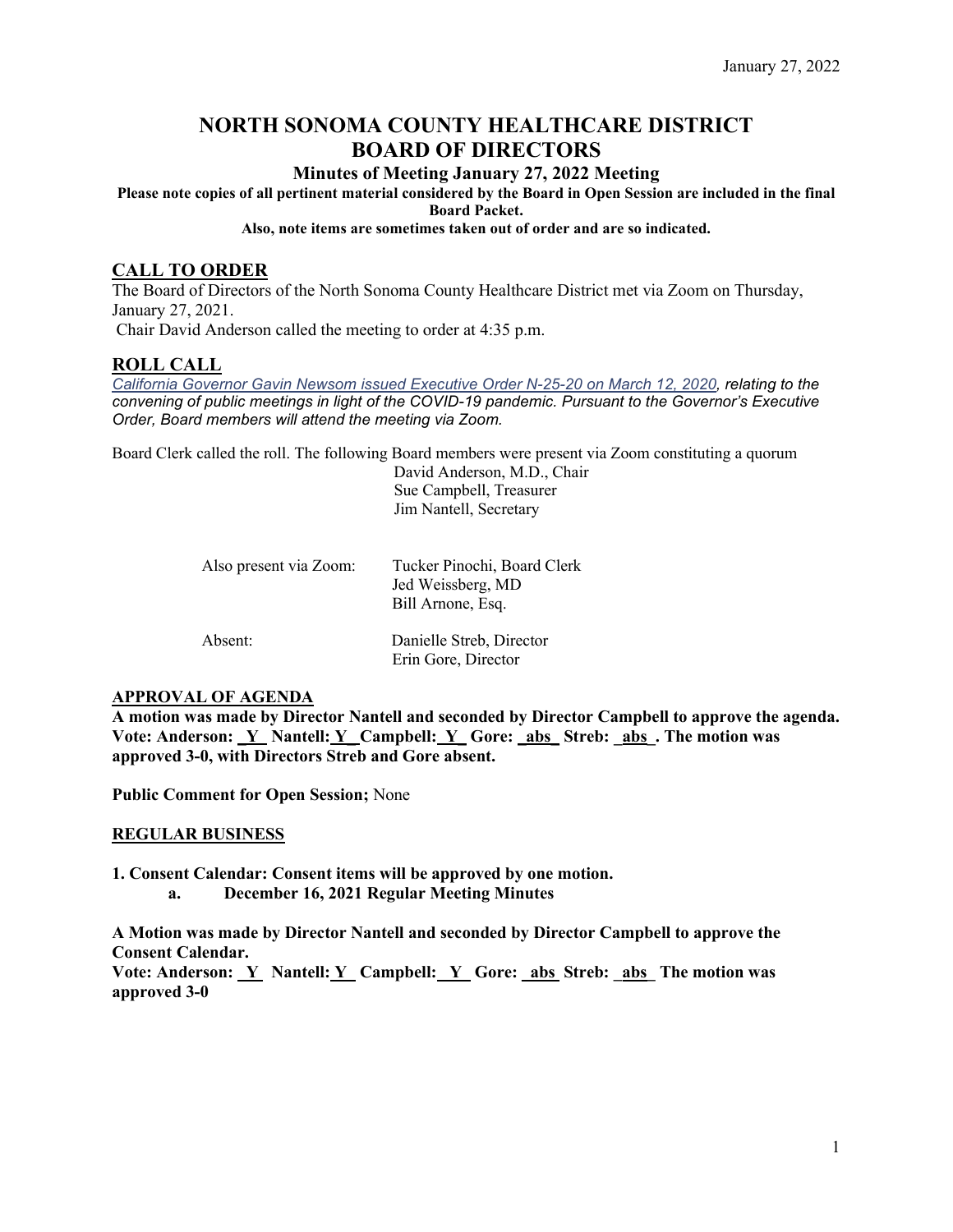January 27, 2022

# NORTH SONOMA COUNTY HEALTHCARE DISTRICT
# BOARD OF DIRECTORS

### Minutes of Meeting January 27, 2022 Meeting

**Please note copies of all pertinent material considered by the Board in Open Session are included in the final Board Packet.**

**Also, note items are sometimes taken out of order and are so indicated.**

## CALL TO ORDER

The Board of Directors of the North Sonoma County Healthcare District met via Zoom on Thursday, January 27, 2021.

Chair David Anderson called the meeting to order at 4:35 p.m.

## ROLL CALL

*California Governor Gavin Newsom issued Executive Order N-25-20 on March 12, 2020, relating to the convening of public meetings in light of the COVID-19 pandemic. Pursuant to the Governor's Executive Order, Board members will attend the meeting via Zoom.*

Board Clerk called the roll. The following Board members were present via Zoom constituting a quorum

David Anderson, M.D., Chair
Sue Campbell, Treasurer
Jim Nantell, Secretary

Also present via Zoom:
Tucker Pinochi, Board Clerk
Jed Weissberg, MD
Bill Arnone, Esq.

Absent:
Danielle Streb, Director
Erin Gore, Director

**APPROVAL OF AGENDA**

**A motion was made by Director Nantell and seconded by Director Campbell to approve the agenda. Vote: Anderson: _Y_ Nantell: Y_ Campbell: Y_ Gore: _abs_ Streb: _abs_. The motion was approved 3-0, with Directors Streb and Gore absent.**

**Public Comment for Open Session;** None

**REGULAR BUSINESS**

**1. Consent Calendar: Consent items will be approved by one motion.**

**a. December 16, 2021 Regular Meeting Minutes**

**A Motion was made by Director Nantell and seconded by Director Campbell to approve the Consent Calendar.**

**Vote: Anderson: _Y_ Nantell: Y_ Campbell: _Y_ Gore: _abs_ Streb: _abs_ The motion was approved 3-0**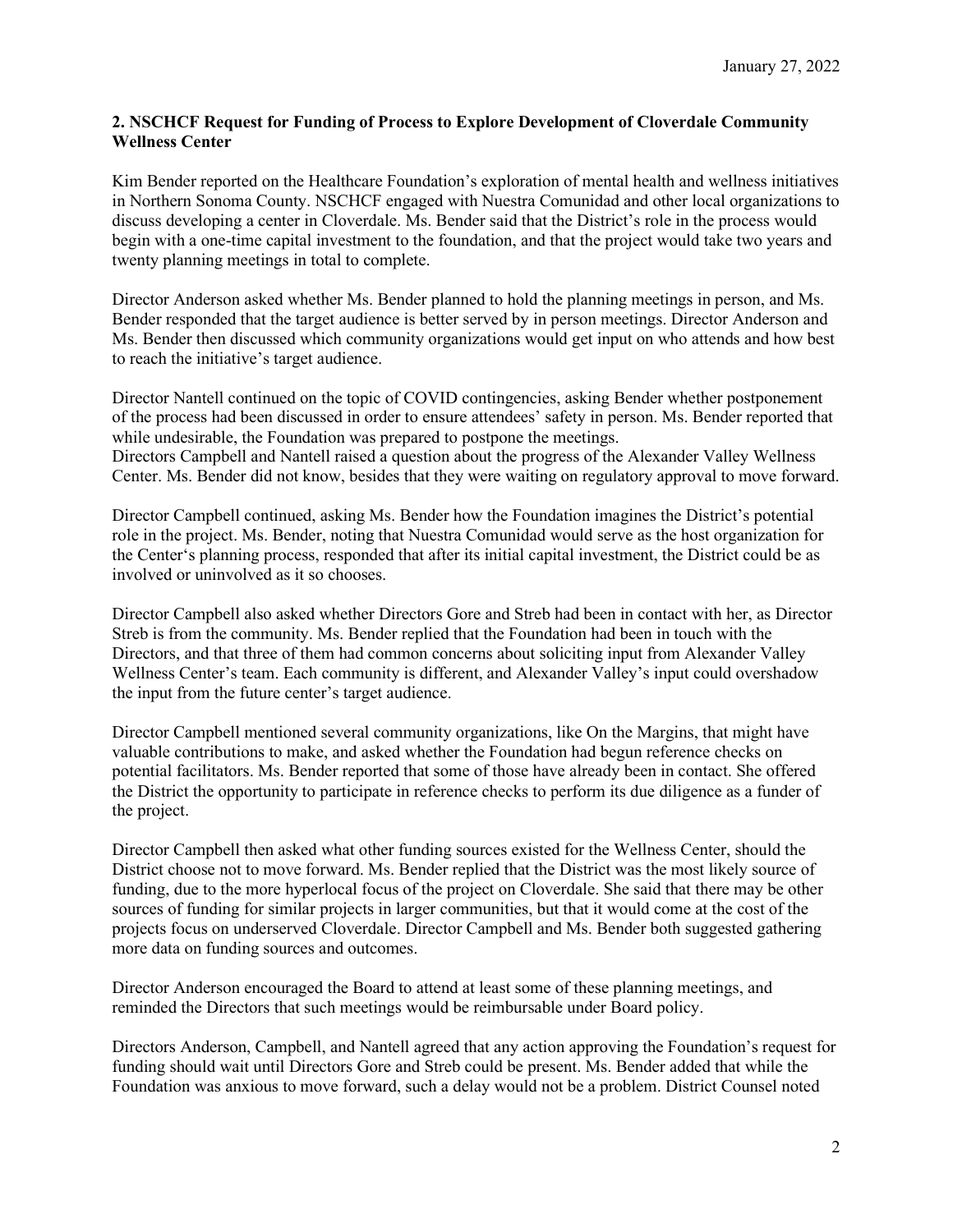January 27, 2022

**2. NSCHCF Request for Funding of Process to Explore Development of Cloverdale Community Wellness Center**

Kim Bender reported on the Healthcare Foundation's exploration of mental health and wellness initiatives in Northern Sonoma County. NSCHCF engaged with Nuestra Comunidad and other local organizations to discuss developing a center in Cloverdale. Ms. Bender said that the District's role in the process would begin with a one-time capital investment to the foundation, and that the project would take two years and twenty planning meetings in total to complete.

Director Anderson asked whether Ms. Bender planned to hold the planning meetings in person, and Ms. Bender responded that the target audience is better served by in person meetings. Director Anderson and Ms. Bender then discussed which community organizations would get input on who attends and how best to reach the initiative's target audience.

Director Nantell continued on the topic of COVID contingencies, asking Bender whether postponement of the process had been discussed in order to ensure attendees' safety in person. Ms. Bender reported that while undesirable, the Foundation was prepared to postpone the meetings.
Directors Campbell and Nantell raised a question about the progress of the Alexander Valley Wellness Center. Ms. Bender did not know, besides that they were waiting on regulatory approval to move forward.

Director Campbell continued, asking Ms. Bender how the Foundation imagines the District's potential role in the project. Ms. Bender, noting that Nuestra Comunidad would serve as the host organization for the Center's planning process, responded that after its initial capital investment, the District could be as involved or uninvolved as it so chooses.

Director Campbell also asked whether Directors Gore and Streb had been in contact with her, as Director Streb is from the community. Ms. Bender replied that the Foundation had been in touch with the Directors, and that three of them had common concerns about soliciting input from Alexander Valley Wellness Center's team. Each community is different, and Alexander Valley's input could overshadow the input from the future center's target audience.

Director Campbell mentioned several community organizations, like On the Margins, that might have valuable contributions to make, and asked whether the Foundation had begun reference checks on potential facilitators. Ms. Bender reported that some of those have already been in contact. She offered the District the opportunity to participate in reference checks to perform its due diligence as a funder of the project.

Director Campbell then asked what other funding sources existed for the Wellness Center, should the District choose not to move forward. Ms. Bender replied that the District was the most likely source of funding, due to the more hyperlocal focus of the project on Cloverdale. She said that there may be other sources of funding for similar projects in larger communities, but that it would come at the cost of the projects focus on underserved Cloverdale. Director Campbell and Ms. Bender both suggested gathering more data on funding sources and outcomes.

Director Anderson encouraged the Board to attend at least some of these planning meetings, and reminded the Directors that such meetings would be reimbursable under Board policy.

Directors Anderson, Campbell, and Nantell agreed that any action approving the Foundation's request for funding should wait until Directors Gore and Streb could be present. Ms. Bender added that while the Foundation was anxious to move forward, such a delay would not be a problem. District Counsel noted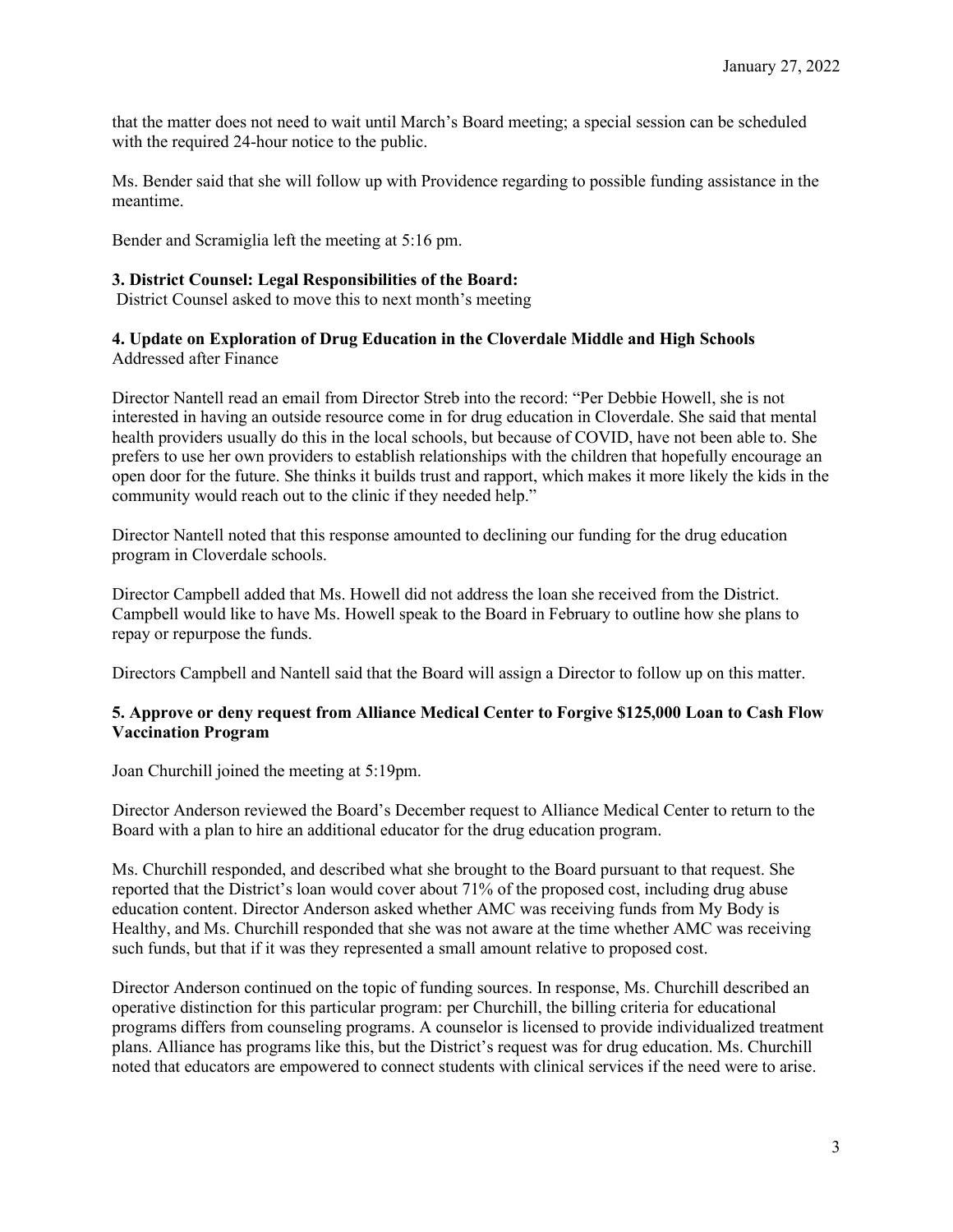that the matter does not need to wait until March's Board meeting; a special session can be scheduled with the required 24-hour notice to the public.

Ms. Bender said that she will follow up with Providence regarding to possible funding assistance in the meantime.

Bender and Scramiglia left the meeting at 5:16 pm.

**3. District Counsel: Legal Responsibilities of the Board:**
District Counsel asked to move this to next month's meeting

**4. Update on Exploration of Drug Education in the Cloverdale Middle and High Schools**
Addressed after Finance

Director Nantell read an email from Director Streb into the record: "Per Debbie Howell, she is not interested in having an outside resource come in for drug education in Cloverdale. She said that mental health providers usually do this in the local schools, but because of COVID, have not been able to. She prefers to use her own providers to establish relationships with the children that hopefully encourage an open door for the future. She thinks it builds trust and rapport, which makes it more likely the kids in the community would reach out to the clinic if they needed help."

Director Nantell noted that this response amounted to declining our funding for the drug education program in Cloverdale schools.

Director Campbell added that Ms. Howell did not address the loan she received from the District. Campbell would like to have Ms. Howell speak to the Board in February to outline how she plans to repay or repurpose the funds.

Directors Campbell and Nantell said that the Board will assign a Director to follow up on this matter.

**5. Approve or deny request from Alliance Medical Center to Forgive $125,000 Loan to Cash Flow Vaccination Program**

Joan Churchill joined the meeting at 5:19pm.

Director Anderson reviewed the Board's December request to Alliance Medical Center to return to the Board with a plan to hire an additional educator for the drug education program.

Ms. Churchill responded, and described what she brought to the Board pursuant to that request. She reported that the District's loan would cover about 71% of the proposed cost, including drug abuse education content. Director Anderson asked whether AMC was receiving funds from My Body is Healthy, and Ms. Churchill responded that she was not aware at the time whether AMC was receiving such funds, but that if it was they represented a small amount relative to proposed cost.

Director Anderson continued on the topic of funding sources. In response, Ms. Churchill described an operative distinction for this particular program: per Churchill, the billing criteria for educational programs differs from counseling programs. A counselor is licensed to provide individualized treatment plans. Alliance has programs like this, but the District's request was for drug education. Ms. Churchill noted that educators are empowered to connect students with clinical services if the need were to arise.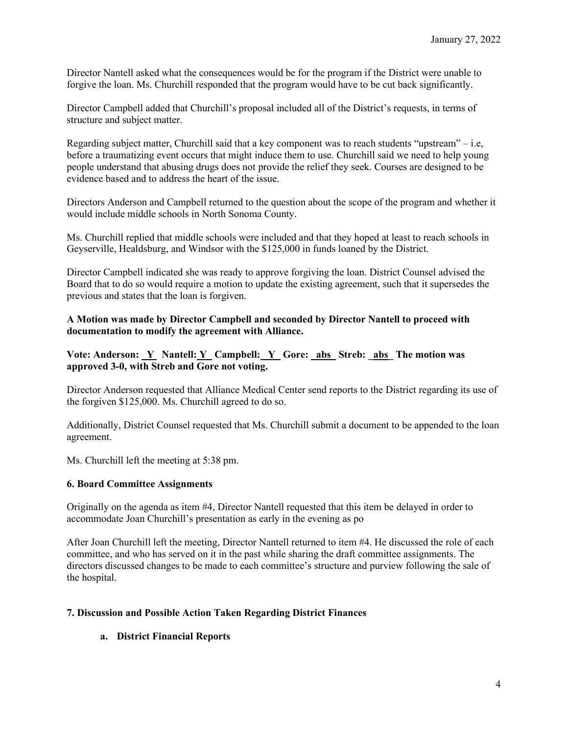Director Nantell asked what the consequences would be for the program if the District were unable to forgive the loan. Ms. Churchill responded that the program would have to be cut back significantly.

Director Campbell added that Churchill's proposal included all of the District's requests, in terms of structure and subject matter.

Regarding subject matter, Churchill said that a key component was to reach students "upstream" – i.e, before a traumatizing event occurs that might induce them to use. Churchill said we need to help young people understand that abusing drugs does not provide the relief they seek. Courses are designed to be evidence based and to address the heart of the issue.

Directors Anderson and Campbell returned to the question about the scope of the program and whether it would include middle schools in North Sonoma County.

Ms. Churchill replied that middle schools were included and that they hoped at least to reach schools in Geyserville, Healdsburg, and Windsor with the $125,000 in funds loaned by the District.

Director Campbell indicated she was ready to approve forgiving the loan. District Counsel advised the Board that to do so would require a motion to update the existing agreement, such that it supersedes the previous and states that the loan is forgiven.

**A Motion was made by Director Campbell and seconded by Director Nantell to proceed with documentation to modify the agreement with Alliance.**

**Vote: Anderson: Y Nantell: Y Campbell: Y Gore: abs Streb: abs The motion was approved 3-0, with Streb and Gore not voting.**

Director Anderson requested that Alliance Medical Center send reports to the District regarding its use of the forgiven $125,000. Ms. Churchill agreed to do so.

Additionally, District Counsel requested that Ms. Churchill submit a document to be appended to the loan agreement.

Ms. Churchill left the meeting at 5:38 pm.

**6. Board Committee Assignments**

Originally on the agenda as item #4, Director Nantell requested that this item be delayed in order to accommodate Joan Churchill's presentation as early in the evening as po

After Joan Churchill left the meeting, Director Nantell returned to item #4. He discussed the role of each committee, and who has served on it in the past while sharing the draft committee assignments. The directors discussed changes to be made to each committee's structure and purview following the sale of the hospital.

**7. Discussion and Possible Action Taken Regarding District Finances**

**a. District Financial Reports**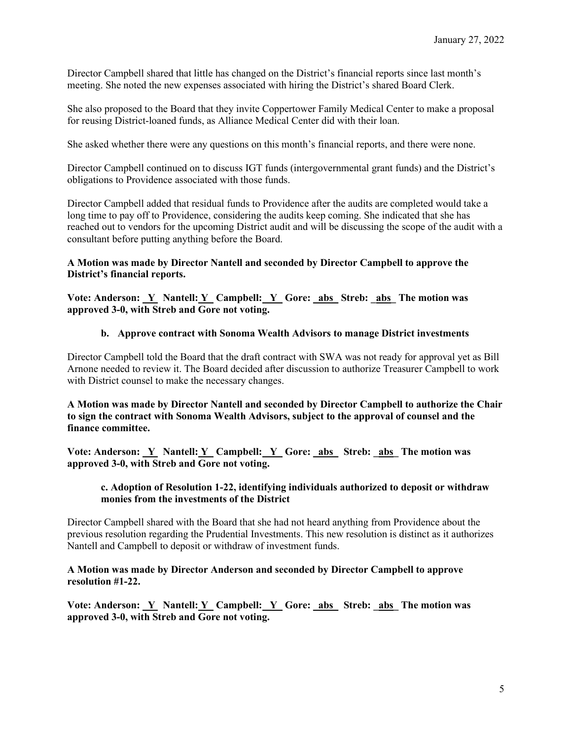Director Campbell shared that little has changed on the District's financial reports since last month's meeting. She noted the new expenses associated with hiring the District's shared Board Clerk.

She also proposed to the Board that they invite Coppertower Family Medical Center to make a proposal for reusing District-loaned funds, as Alliance Medical Center did with their loan.

She asked whether there were any questions on this month's financial reports, and there were none.

Director Campbell continued on to discuss IGT funds (intergovernmental grant funds) and the District's obligations to Providence associated with those funds.

Director Campbell added that residual funds to Providence after the audits are completed would take a long time to pay off to Providence, considering the audits keep coming. She indicated that she has reached out to vendors for the upcoming District audit and will be discussing the scope of the audit with a consultant before putting anything before the Board.

**A Motion was made by Director Nantell and seconded by Director Campbell to approve the District's financial reports.**

**Vote: Anderson: _Y_ Nantell: _Y_ Campbell: _Y_ Gore: _abs_ Streb: _abs_ The motion was approved 3-0, with Streb and Gore not voting.**

**b. Approve contract with Sonoma Wealth Advisors to manage District investments**

Director Campbell told the Board that the draft contract with SWA was not ready for approval yet as Bill Arnone needed to review it. The Board decided after discussion to authorize Treasurer Campbell to work with District counsel to make the necessary changes.

**A Motion was made by Director Nantell and seconded by Director Campbell to authorize the Chair to sign the contract with Sonoma Wealth Advisors, subject to the approval of counsel and the finance committee.**

**Vote: Anderson: _Y_ Nantell: _Y_ Campbell: _Y_ Gore: _abs_ Streb: _abs_ The motion was approved 3-0, with Streb and Gore not voting.**

**c. Adoption of Resolution 1-22, identifying individuals authorized to deposit or withdraw monies from the investments of the District**

Director Campbell shared with the Board that she had not heard anything from Providence about the previous resolution regarding the Prudential Investments. This new resolution is distinct as it authorizes Nantell and Campbell to deposit or withdraw of investment funds.

**A Motion was made by Director Anderson and seconded by Director Campbell to approve resolution #1-22.**

**Vote: Anderson: _Y_ Nantell: _Y_ Campbell: _Y_ Gore: _abs_ Streb: _abs_ The motion was approved 3-0, with Streb and Gore not voting.**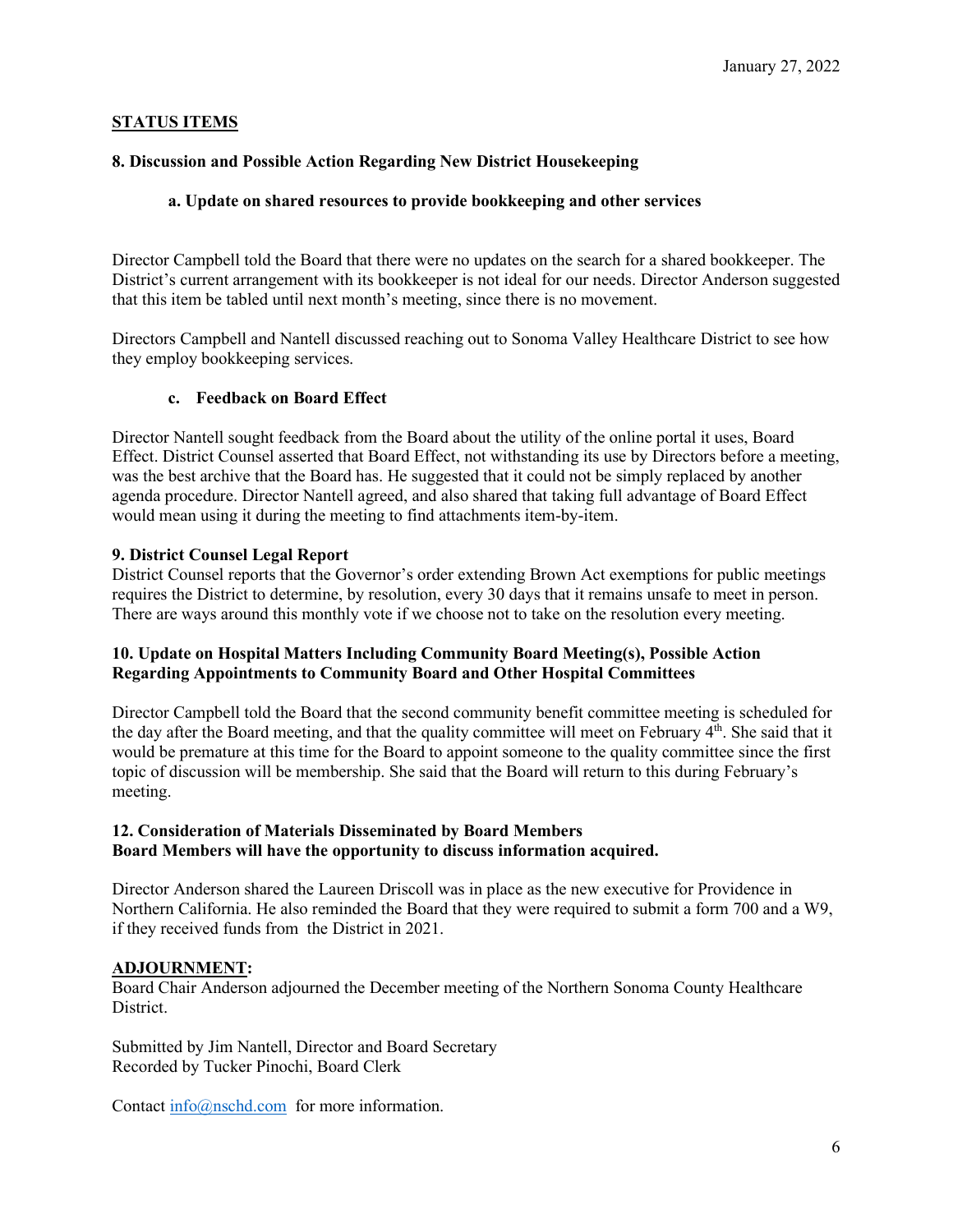January 27, 2022

## STATUS ITEMS

### 8. Discussion and Possible Action Regarding New District Housekeeping

#### a. Update on shared resources to provide bookkeeping and other services

Director Campbell told the Board that there were no updates on the search for a shared bookkeeper. The District's current arrangement with its bookkeeper is not ideal for our needs. Director Anderson suggested that this item be tabled until next month's meeting, since there is no movement.

Directors Campbell and Nantell discussed reaching out to Sonoma Valley Healthcare District to see how they employ bookkeeping services.

#### c. Feedback on Board Effect

Director Nantell sought feedback from the Board about the utility of the online portal it uses, Board Effect. District Counsel asserted that Board Effect, not withstanding its use by Directors before a meeting, was the best archive that the Board has. He suggested that it could not be simply replaced by another agenda procedure. Director Nantell agreed, and also shared that taking full advantage of Board Effect would mean using it during the meeting to find attachments item-by-item.

### 9. District Counsel Legal Report

District Counsel reports that the Governor's order extending Brown Act exemptions for public meetings requires the District to determine, by resolution, every 30 days that it remains unsafe to meet in person. There are ways around this monthly vote if we choose not to take on the resolution every meeting.

### 10. Update on Hospital Matters Including Community Board Meeting(s), Possible Action Regarding Appointments to Community Board and Other Hospital Committees

Director Campbell told the Board that the second community benefit committee meeting is scheduled for the day after the Board meeting, and that the quality committee will meet on February 4th. She said that it would be premature at this time for the Board to appoint someone to the quality committee since the first topic of discussion will be membership. She said that the Board will return to this during February's meeting.

### 12. Consideration of Materials Disseminated by Board Members
**Board Members will have the opportunity to discuss information acquired.**

Director Anderson shared the Laureen Driscoll was in place as the new executive for Providence in Northern California. He also reminded the Board that they were required to submit a form 700 and a W9, if they received funds from the District in 2021.

## ADJOURNMENT:

Board Chair Anderson adjourned the December meeting of the Northern Sonoma County Healthcare District.

Submitted by Jim Nantell, Director and Board Secretary
Recorded by Tucker Pinochi, Board Clerk

Contact [info@nschd.com](mailto:info@nschd.com) for more information.